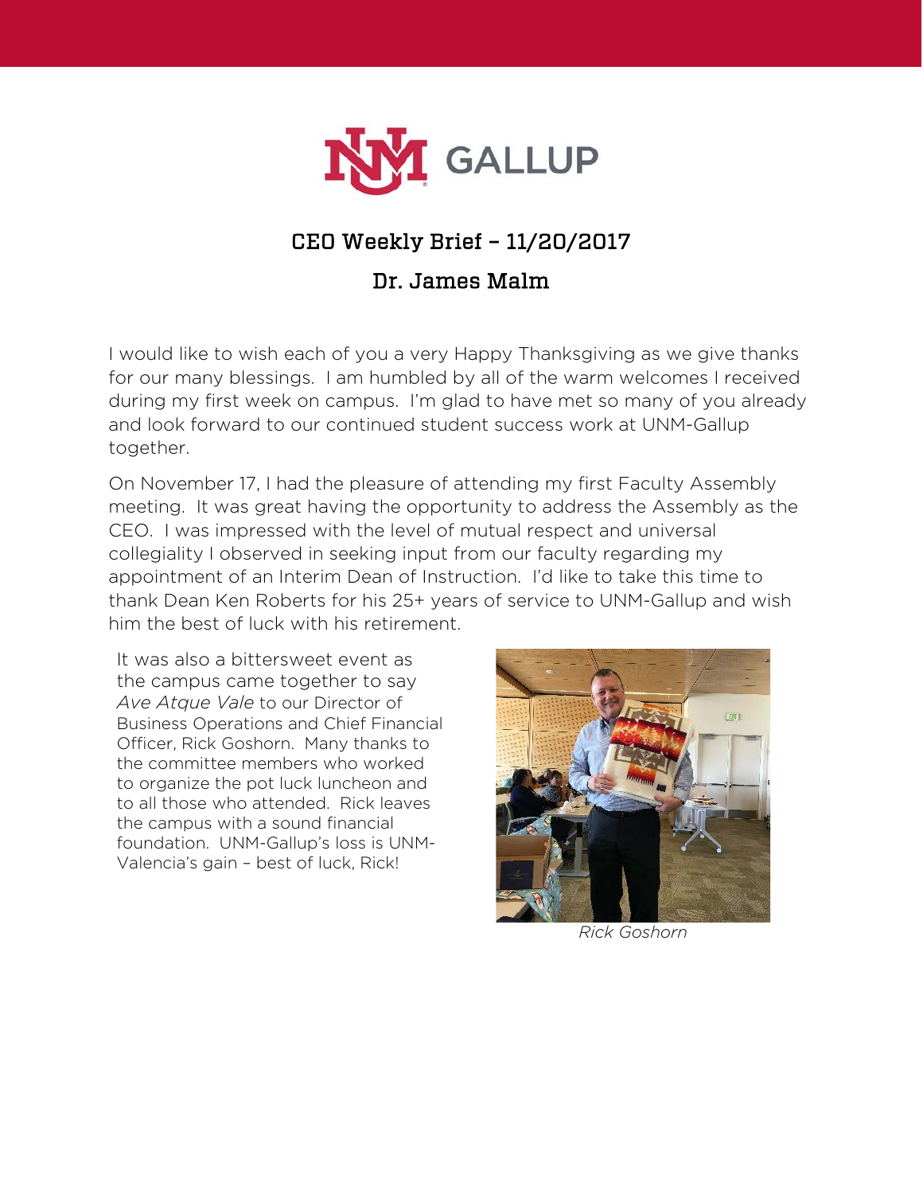# NM GALLUP

## CEO Weekly Brief – 11/20/2017

## Dr. James Malm

I would like to wish each of you a very Happy Thanksgiving as we give thanks for our many blessings. I am humbled by all of the warm welcomes I received during my first week on campus. I'm glad to have met so many of you already and look forward to our continued student success work at UNM-Gallup together.

On November 17, I had the pleasure of attending my first Faculty Assembly meeting. It was great having the opportunity to address the Assembly as the CEO. I was impressed with the level of mutual respect and universal collegiality I observed in seeking input from our faculty regarding my appointment of an Interim Dean of Instruction. I'd like to take this time to thank Dean Ken Roberts for his 25+ years of service to UNM-Gallup and wish him the best of luck with his retirement.

It was also a bittersweet event as the campus came together to say *Ave Atque Vale* to our Director of Business Operations and Chief Financial Officer, Rick Goshorn. Many thanks to the committee members who worked to organize the pot luck luncheon and to all those who attended. Rick leaves the campus with a sound financial foundation. UNM-Gallup's loss is UNM-Valencia's gain – best of luck, Rick!

*Rick Goshorn*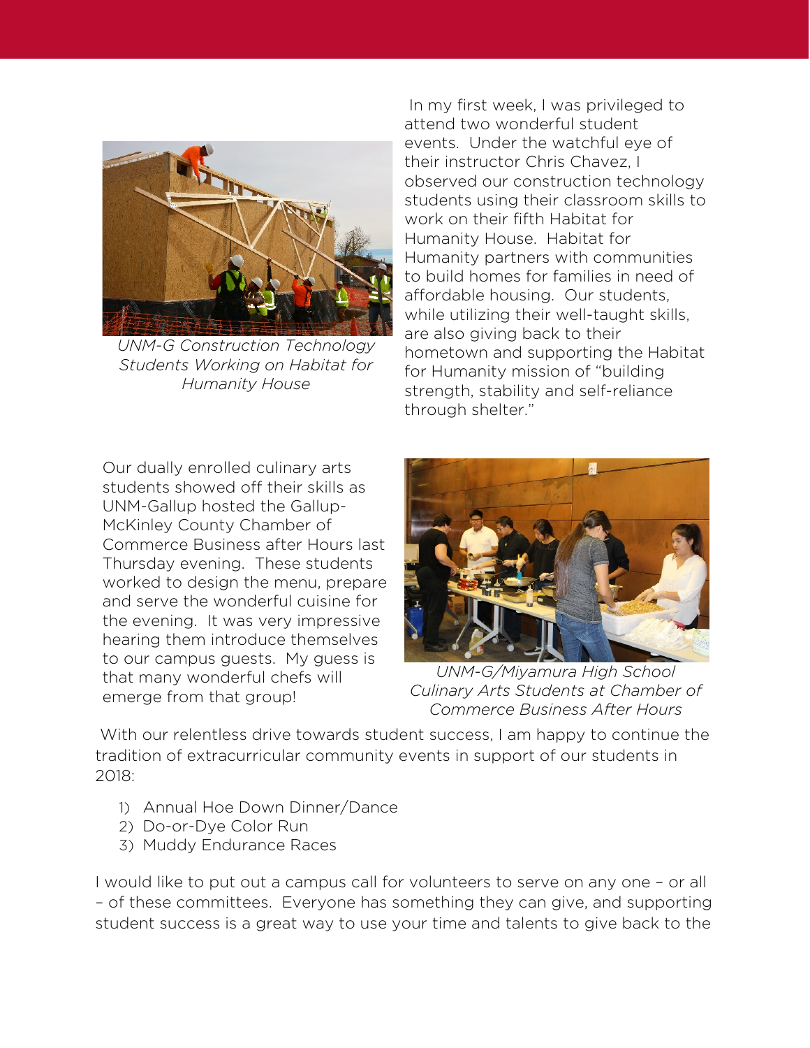UNM-G Construction Technology Students Working on Habitat for Humanity House

In my first week, I was privileged to attend two wonderful student events. Under the watchful eye of their instructor Chris Chavez, I observed our construction technology students using their classroom skills to work on their fifth Habitat for Humanity House. Habitat for Humanity partners with communities to build homes for families in need of affordable housing. Our students, while utilizing their well-taught skills, are also giving back to their hometown and supporting the Habitat for Humanity mission of "building strength, stability and self-reliance through shelter."

Our dually enrolled culinary arts students showed off their skills as UNM-Gallup hosted the Gallup-McKinley County Chamber of Commerce Business after Hours last Thursday evening. These students worked to design the menu, prepare and serve the wonderful cuisine for the evening. It was very impressive hearing them introduce themselves to our campus guests. My guess is that many wonderful chefs will emerge from that group!

UNM-G/Miyamura High School Culinary Arts Students at Chamber of Commerce Business After Hours

With our relentless drive towards student success, I am happy to continue the tradition of extracurricular community events in support of our students in 2018:

1) Annual Hoe Down Dinner/Dance
2) Do-or-Dye Color Run
3) Muddy Endurance Races

I would like to put out a campus call for volunteers to serve on any one – or all – of these committees. Everyone has something they can give, and supporting student success is a great way to use your time and talents to give back to the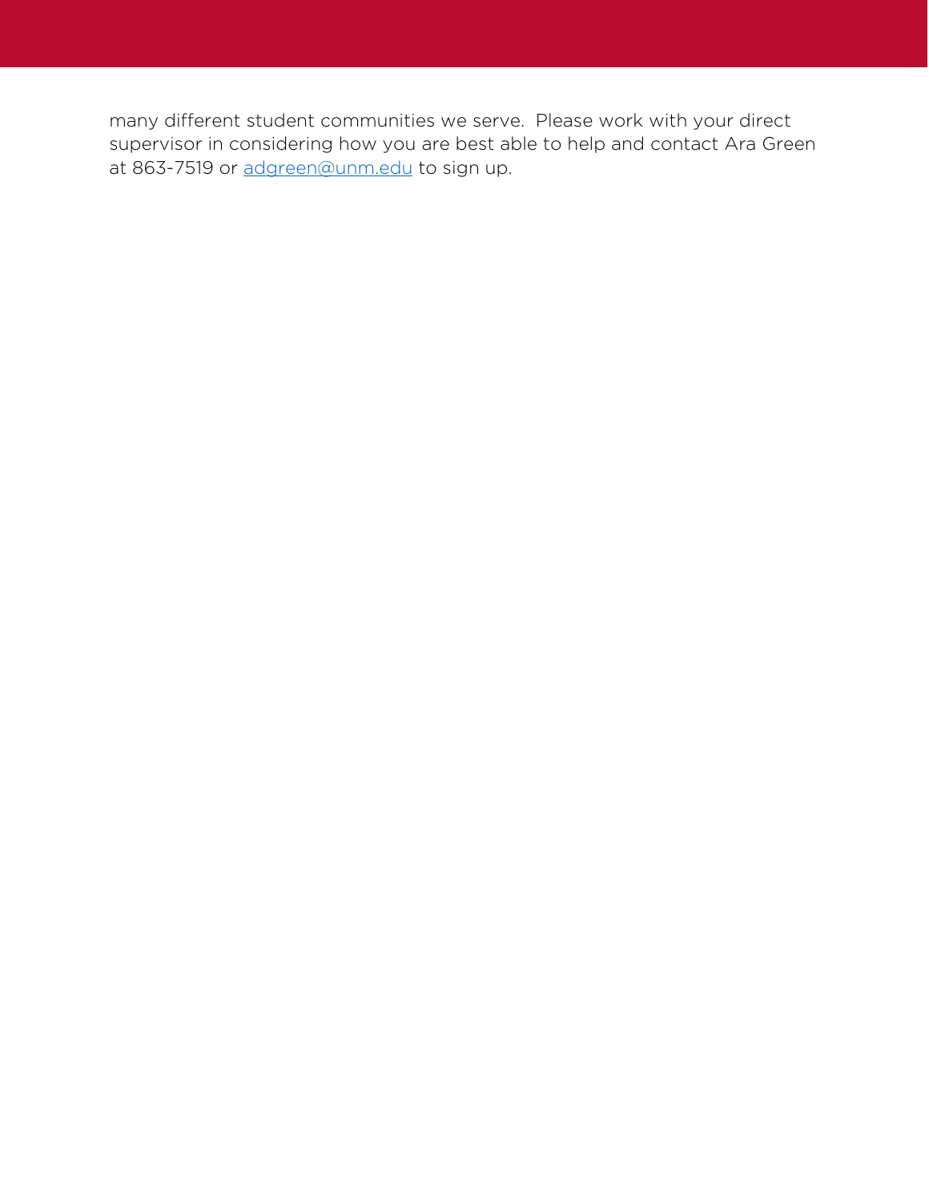many different student communities we serve. Please work with your direct supervisor in considering how you are best able to help and contact Ara Green at 863-7519 or adgreen@unm.edu to sign up.